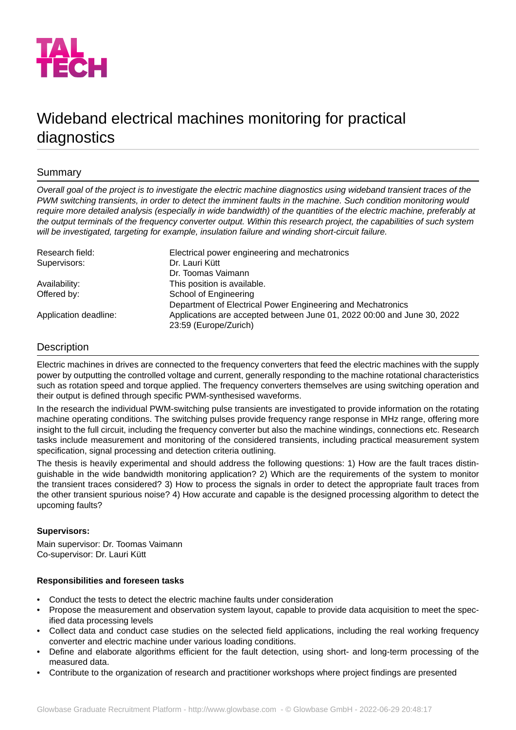# Wideband electrical machines monitoring for practical diagnostics

## Summary

*Overall goal of the project is to investigate the electric machine diagnostics using wideband transient traces of the PWM switching transients, in order to detect the imminent faults in the machine. Such condition monitoring would require more detailed analysis (especially in wide bandwidth) of the quantities of the electric machine, preferably at the output terminals of the frequency converter output. Within this research project, the capabilities of such system will be investigated, targeting for example, insulation failure and winding short-circuit failure.*

| | |
|---|---|
| Research field: | Electrical power engineering and mechatronics |
| Supervisors: | Dr. Lauri Kütt<br>Dr. Toomas Vaimann |
| Availability: | This position is available. |
| Offered by: | School of Engineering<br>Department of Electrical Power Engineering and Mechatronics |
| Application deadline: | Applications are accepted between June 01, 2022 00:00 and June 30, 2022 23:59 (Europe/Zurich) |

## Description

Electric machines in drives are connected to the frequency converters that feed the electric machines with the supply power by outputting the controlled voltage and current, generally responding to the machine rotational characteristics such as rotation speed and torque applied. The frequency converters themselves are using switching operation and their output is defined through specific PWM-synthesised waveforms.

In the research the individual PWM-switching pulse transients are investigated to provide information on the rotating machine operating conditions. The switching pulses provide frequency range response in MHz range, offering more insight to the full circuit, including the frequency converter but also the machine windings, connections etc. Research tasks include measurement and monitoring of the considered transients, including practical measurement system specification, signal processing and detection criteria outlining.

The thesis is heavily experimental and should address the following questions: 1) How are the fault traces distinguishable in the wide bandwidth monitoring application? 2) Which are the requirements of the system to monitor the transient traces considered? 3) How to process the signals in order to detect the appropriate fault traces from the other transient spurious noise? 4) How accurate and capable is the designed processing algorithm to detect the upcoming faults?

**Supervisors:**

Main supervisor: Dr. Toomas Vaimann
Co-supervisor: Dr. Lauri Kütt

**Responsibilities and foreseen tasks**

- Conduct the tests to detect the electric machine faults under consideration
- Propose the measurement and observation system layout, capable to provide data acquisition to meet the specified data processing levels
- Collect data and conduct case studies on the selected field applications, including the real working frequency converter and electric machine under various loading conditions.
- Define and elaborate algorithms efficient for the fault detection, using short- and long-term processing of the measured data.
- Contribute to the organization of research and practitioner workshops where project findings are presented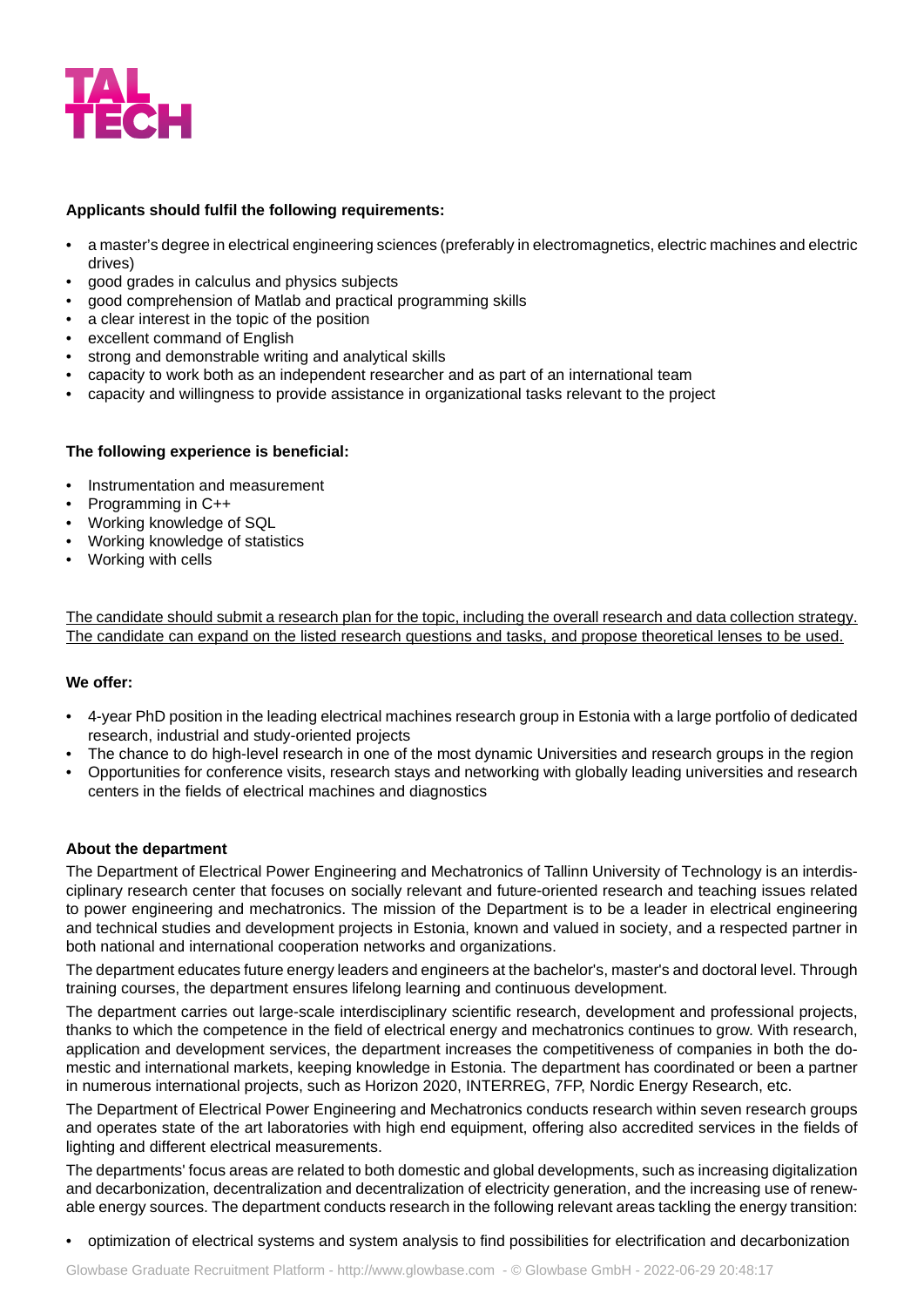**Applicants should fulfil the following requirements:**

- a master's degree in electrical engineering sciences (preferably in electromagnetics, electric machines and electric drives)
- good grades in calculus and physics subjects
- good comprehension of Matlab and practical programming skills
- a clear interest in the topic of the position
- excellent command of English
- strong and demonstrable writing and analytical skills
- capacity to work both as an independent researcher and as part of an international team
- capacity and willingness to provide assistance in organizational tasks relevant to the project

**The following experience is beneficial:**

- Instrumentation and measurement
- Programming in C++
- Working knowledge of SQL
- Working knowledge of statistics
- Working with cells

<u>The candidate should submit a research plan for the topic, including the overall research and data collection strategy. The candidate can expand on the listed research questions and tasks, and propose theoretical lenses to be used.</u>

**We offer:**

- 4-year PhD position in the leading electrical machines research group in Estonia with a large portfolio of dedicated research, industrial and study-oriented projects
- The chance to do high-level research in one of the most dynamic Universities and research groups in the region
- Opportunities for conference visits, research stays and networking with globally leading universities and research centers in the fields of electrical machines and diagnostics

**About the department**

The Department of Electrical Power Engineering and Mechatronics of Tallinn University of Technology is an interdisciplinary research center that focuses on socially relevant and future-oriented research and teaching issues related to power engineering and mechatronics. The mission of the Department is to be a leader in electrical engineering and technical studies and development projects in Estonia, known and valued in society, and a respected partner in both national and international cooperation networks and organizations.

The department educates future energy leaders and engineers at the bachelor's, master's and doctoral level. Through training courses, the department ensures lifelong learning and continuous development.

The department carries out large-scale interdisciplinary scientific research, development and professional projects, thanks to which the competence in the field of electrical energy and mechatronics continues to grow. With research, application and development services, the department increases the competitiveness of companies in both the domestic and international markets, keeping knowledge in Estonia. The department has coordinated or been a partner in numerous international projects, such as Horizon 2020, INTERREG, 7FP, Nordic Energy Research, etc.

The Department of Electrical Power Engineering and Mechatronics conducts research within seven research groups and operates state of the art laboratories with high end equipment, offering also accredited services in the fields of lighting and different electrical measurements.

The departments' focus areas are related to both domestic and global developments, such as increasing digitalization and decarbonization, decentralization and decentralization of electricity generation, and the increasing use of renewable energy sources. The department conducts research in the following relevant areas tackling the energy transition:

- optimization of electrical systems and system analysis to find possibilities for electrification and decarbonization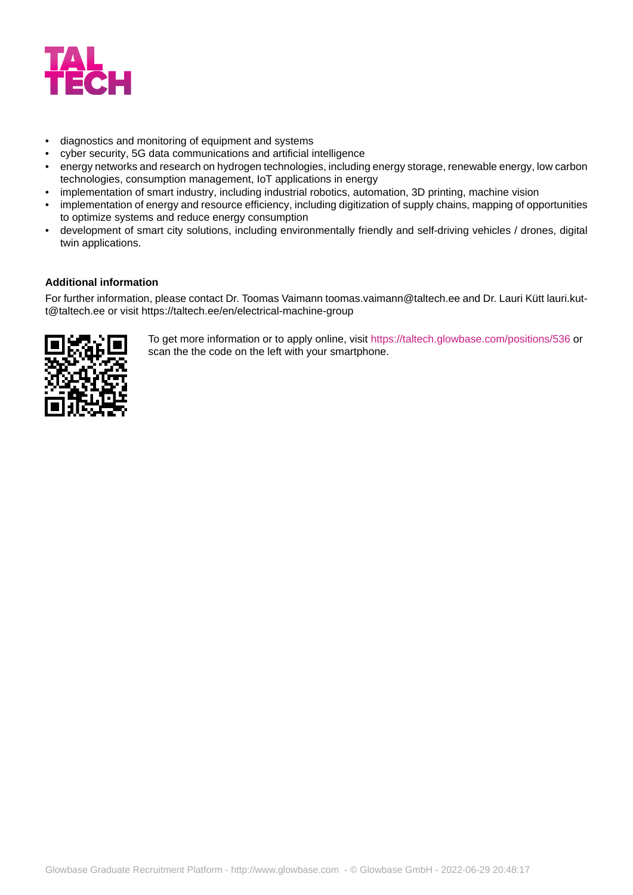- diagnostics and monitoring of equipment and systems
- cyber security, 5G data communications and artificial intelligence
- energy networks and research on hydrogen technologies, including energy storage, renewable energy, low carbon technologies, consumption management, IoT applications in energy
- implementation of smart industry, including industrial robotics, automation, 3D printing, machine vision
- implementation of energy and resource efficiency, including digitization of supply chains, mapping of opportunities to optimize systems and reduce energy consumption
- development of smart city solutions, including environmentally friendly and self-driving vehicles / drones, digital twin applications.

**Additional information**

For further information, please contact Dr. Toomas Vaimann toomas.vaimann@taltech.ee and Dr. Lauri Kütt lauri.kutt@taltech.ee or visit https://taltech.ee/en/electrical-machine-group

To get more information or to apply online, visit https://taltech.glowbase.com/positions/536 or scan the the code on the left with your smartphone.